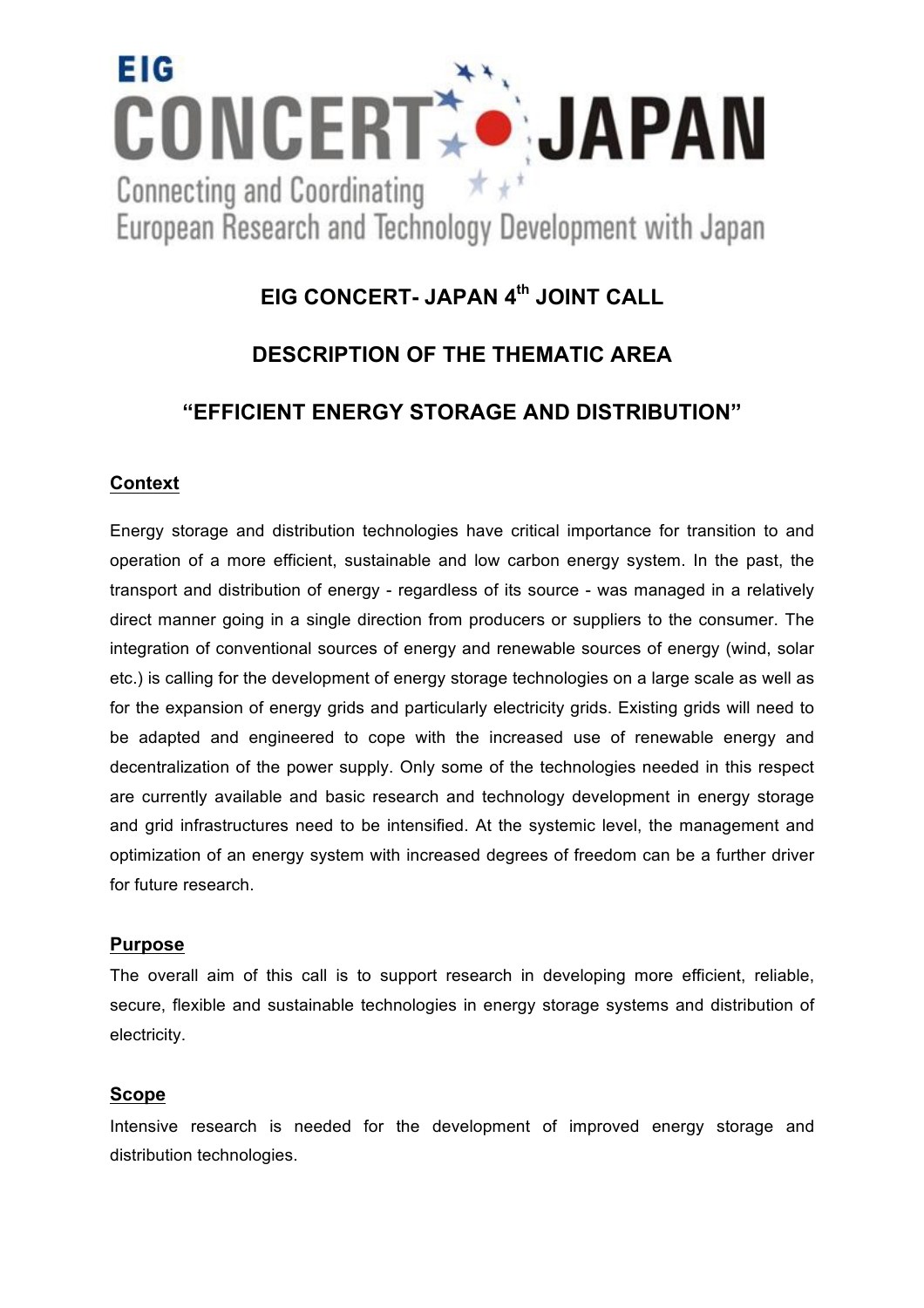EIG CONCERT JAPAN

Connecting and Coordinating European Research and Technology Development with Japan

# EIG CONCERT- JAPAN 4th JOINT CALL

# DESCRIPTION OF THE THEMATIC AREA

# "EFFICIENT ENERGY STORAGE AND DISTRIBUTION"

## Context

Energy storage and distribution technologies have critical importance for transition to and operation of a more efficient, sustainable and low carbon energy system. In the past, the transport and distribution of energy - regardless of its source - was managed in a relatively direct manner going in a single direction from producers or suppliers to the consumer. The integration of conventional sources of energy and renewable sources of energy (wind, solar etc.) is calling for the development of energy storage technologies on a large scale as well as for the expansion of energy grids and particularly electricity grids. Existing grids will need to be adapted and engineered to cope with the increased use of renewable energy and decentralization of the power supply. Only some of the technologies needed in this respect are currently available and basic research and technology development in energy storage and grid infrastructures need to be intensified. At the systemic level, the management and optimization of an energy system with increased degrees of freedom can be a further driver for future research.

## Purpose

The overall aim of this call is to support research in developing more efficient, reliable, secure, flexible and sustainable technologies in energy storage systems and distribution of electricity.

## Scope

Intensive research is needed for the development of improved energy storage and distribution technologies.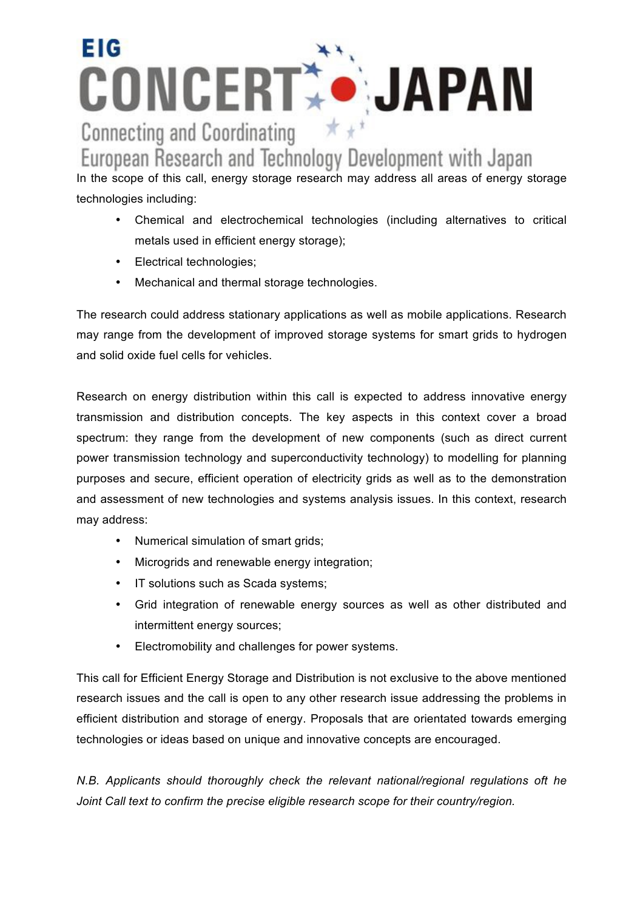In the scope of this call, energy storage research may address all areas of energy storage technologies including:

- Chemical and electrochemical technologies (including alternatives to critical metals used in efficient energy storage);
- Electrical technologies;
- Mechanical and thermal storage technologies.

The research could address stationary applications as well as mobile applications. Research may range from the development of improved storage systems for smart grids to hydrogen and solid oxide fuel cells for vehicles.

Research on energy distribution within this call is expected to address innovative energy transmission and distribution concepts. The key aspects in this context cover a broad spectrum: they range from the development of new components (such as direct current power transmission technology and superconductivity technology) to modelling for planning purposes and secure, efficient operation of electricity grids as well as to the demonstration and assessment of new technologies and systems analysis issues. In this context, research may address:

- Numerical simulation of smart grids;
- Microgrids and renewable energy integration;
- IT solutions such as Scada systems;
- Grid integration of renewable energy sources as well as other distributed and intermittent energy sources;
- Electromobility and challenges for power systems.

This call for Efficient Energy Storage and Distribution is not exclusive to the above mentioned research issues and the call is open to any other research issue addressing the problems in efficient distribution and storage of energy. Proposals that are orientated towards emerging technologies or ideas based on unique and innovative concepts are encouraged.

*N.B. Applicants should thoroughly check the relevant national/regional regulations oft he Joint Call text to confirm the precise eligible research scope for their country/region.*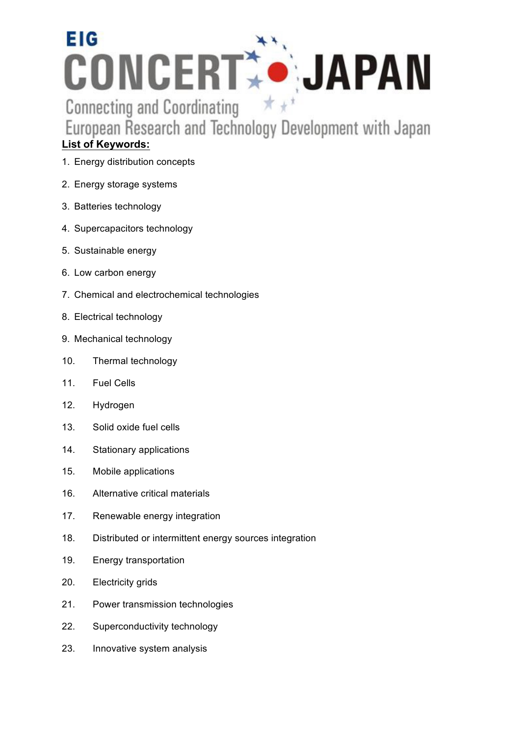EIG

CONCERT JAPAN

Connecting and Coordinating
European Research and Technology Development with Japan

**List of Keywords:**

1. Energy distribution concepts
2. Energy storage systems
3. Batteries technology
4. Supercapacitors technology
5. Sustainable energy
6. Low carbon energy
7. Chemical and electrochemical technologies
8. Electrical technology
9. Mechanical technology
10. Thermal technology
11. Fuel Cells
12. Hydrogen
13. Solid oxide fuel cells
14. Stationary applications
15. Mobile applications
16. Alternative critical materials
17. Renewable energy integration
18. Distributed or intermittent energy sources integration
19. Energy transportation
20. Electricity grids
21. Power transmission technologies
22. Superconductivity technology
23. Innovative system analysis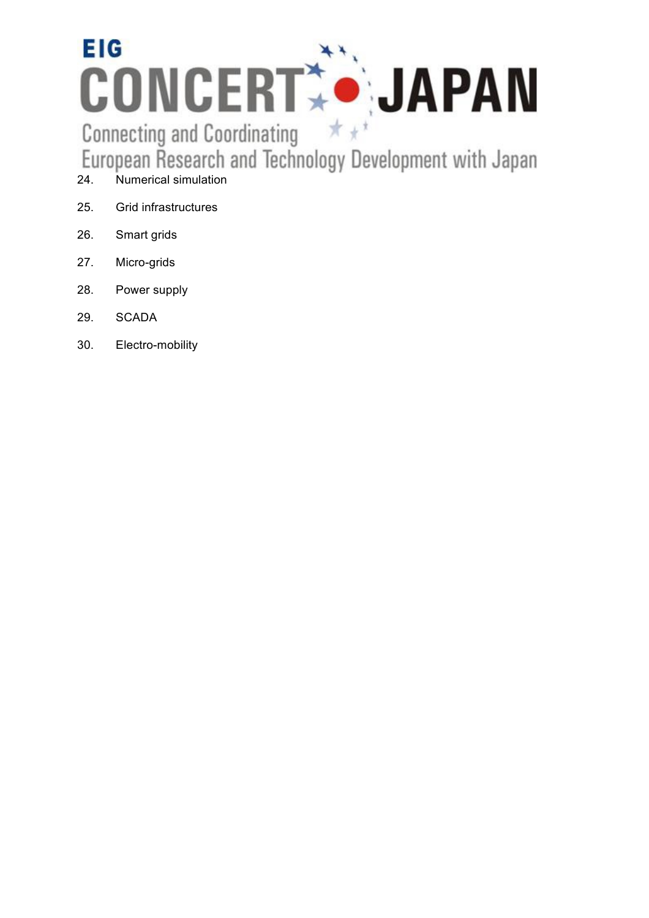24. Numerical simulation
25. Grid infrastructures
26. Smart grids
27. Micro-grids
28. Power supply
29. SCADA
30. Electro-mobility